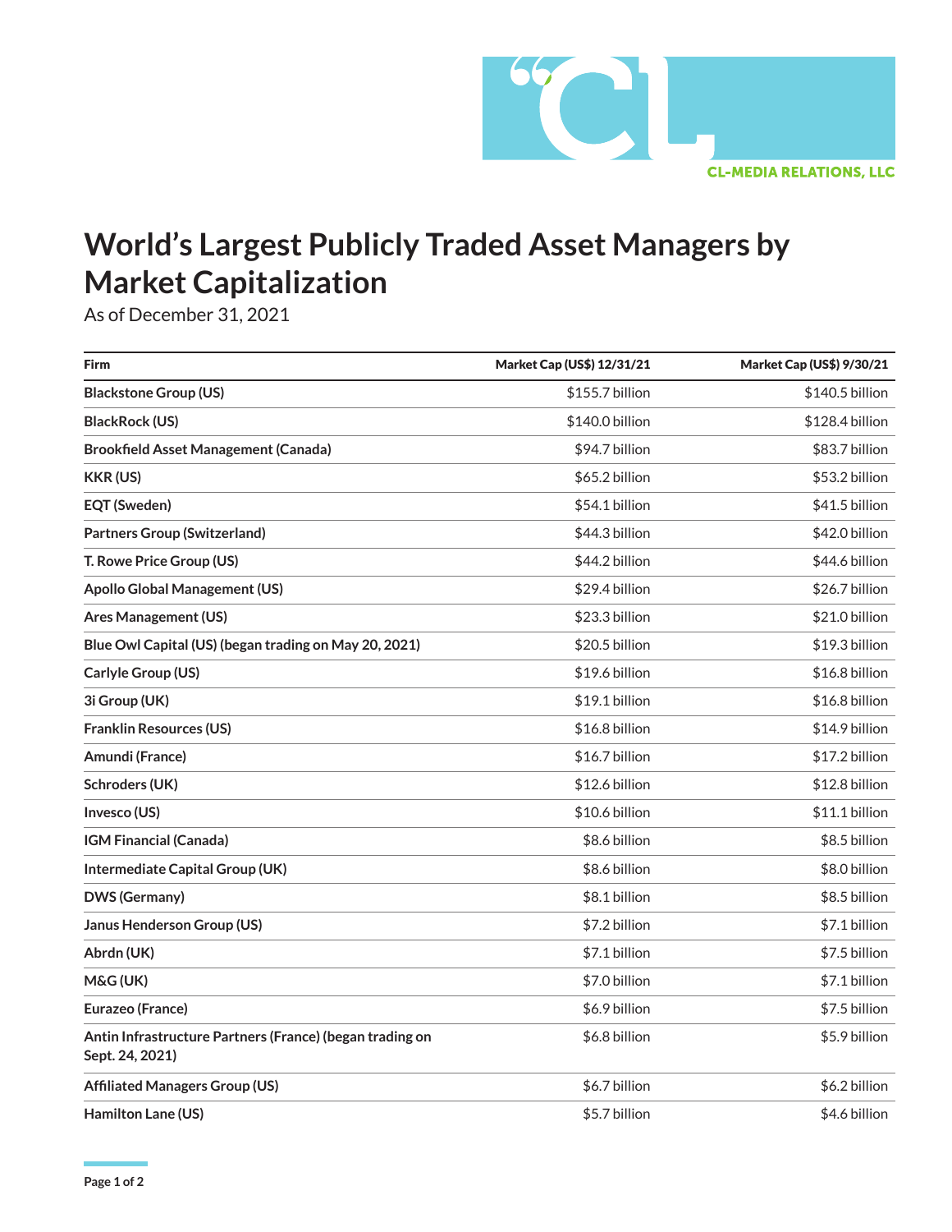CL-MEDIA RELATIONS, LLC

# World's Largest Publicly Traded Asset Managers by Market Capitalization

As of December 31, 2021

| Firm | Market Cap (US$) 12/31/21 | Market Cap (US$) 9/30/21 |
|---|---|---|
| **Blackstone Group (US)** | $155.7 billion | $140.5 billion |
| **BlackRock (US)** | $140.0 billion | $128.4 billion |
| **Brookfield Asset Management (Canada)** | $94.7 billion | $83.7 billion |
| **KKR (US)** | $65.2 billion | $53.2 billion |
| **EQT (Sweden)** | $54.1 billion | $41.5 billion |
| **Partners Group (Switzerland)** | $44.3 billion | $42.0 billion |
| **T. Rowe Price Group (US)** | $44.2 billion | $44.6 billion |
| **Apollo Global Management (US)** | $29.4 billion | $26.7 billion |
| **Ares Management (US)** | $23.3 billion | $21.0 billion |
| **Blue Owl Capital (US) (began trading on May 20, 2021)** | $20.5 billion | $19.3 billion |
| **Carlyle Group (US)** | $19.6 billion | $16.8 billion |
| **3i Group (UK)** | $19.1 billion | $16.8 billion |
| **Franklin Resources (US)** | $16.8 billion | $14.9 billion |
| **Amundi (France)** | $16.7 billion | $17.2 billion |
| **Schroders (UK)** | $12.6 billion | $12.8 billion |
| **Invesco (US)** | $10.6 billion | $11.1 billion |
| **IGM Financial (Canada)** | $8.6 billion | $8.5 billion |
| **Intermediate Capital Group (UK)** | $8.6 billion | $8.0 billion |
| **DWS (Germany)** | $8.1 billion | $8.5 billion |
| **Janus Henderson Group (US)** | $7.2 billion | $7.1 billion |
| **Abrdn (UK)** | $7.1 billion | $7.5 billion |
| **M&G (UK)** | $7.0 billion | $7.1 billion |
| **Eurazeo (France)** | $6.9 billion | $7.5 billion |
| **Antin Infrastructure Partners (France) (began trading on Sept. 24, 2021)** | $6.8 billion | $5.9 billion |
| **Affiliated Managers Group (US)** | $6.7 billion | $6.2 billion |
| **Hamilton Lane (US)** | $5.7 billion | $4.6 billion |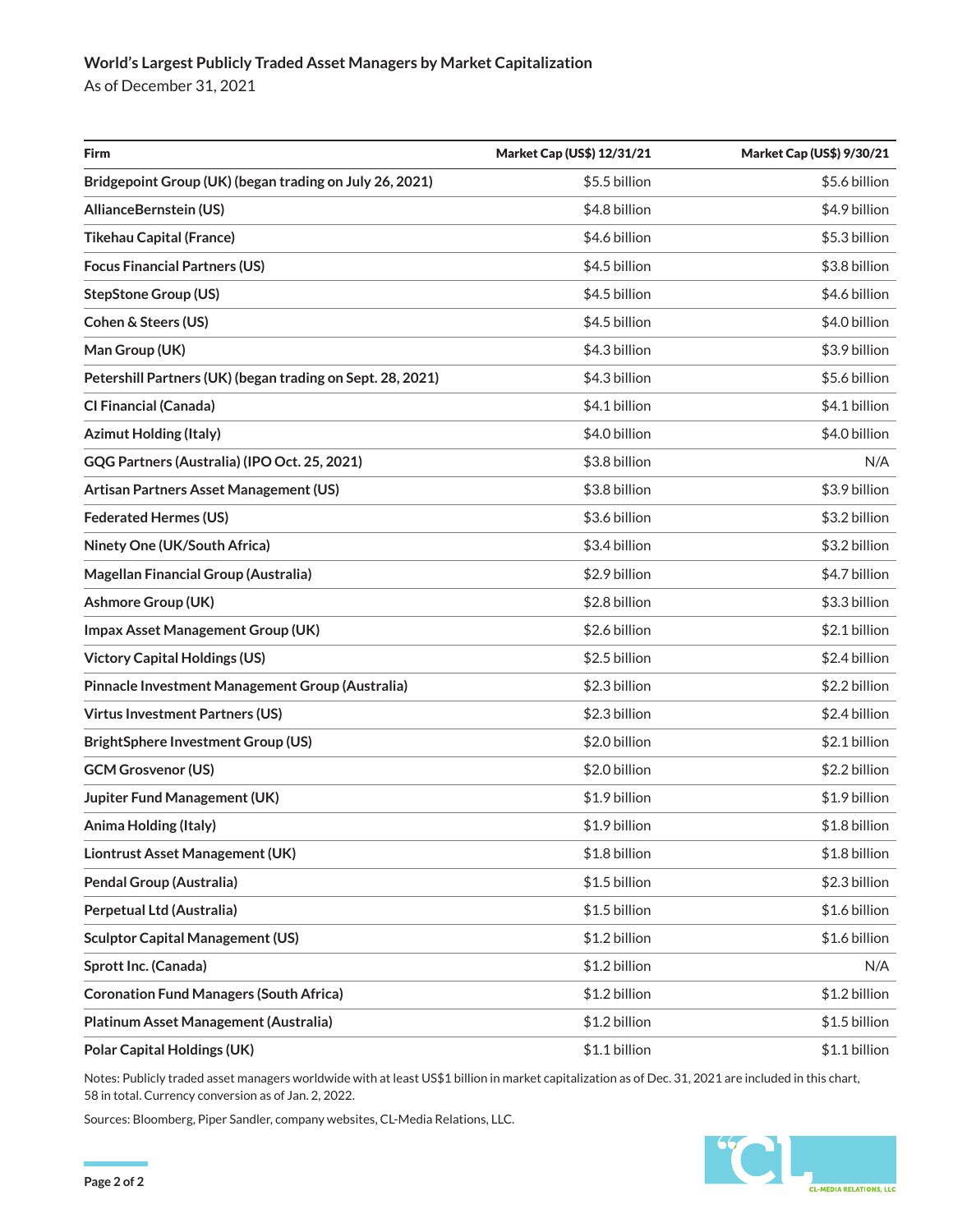**World's Largest Publicly Traded Asset Managers by Market Capitalization**

As of December 31, 2021

| Firm | Market Cap (US$) 12/31/21 | Market Cap (US$) 9/30/21 |
|---|---|---|
| Bridgepoint Group (UK) (began trading on July 26, 2021) | $5.5 billion | $5.6 billion |
| AllianceBernstein (US) | $4.8 billion | $4.9 billion |
| Tikehau Capital (France) | $4.6 billion | $5.3 billion |
| Focus Financial Partners (US) | $4.5 billion | $3.8 billion |
| StepStone Group (US) | $4.5 billion | $4.6 billion |
| Cohen & Steers (US) | $4.5 billion | $4.0 billion |
| Man Group (UK) | $4.3 billion | $3.9 billion |
| Petershill Partners (UK) (began trading on Sept. 28, 2021) | $4.3 billion | $5.6 billion |
| CI Financial (Canada) | $4.1 billion | $4.1 billion |
| Azimut Holding (Italy) | $4.0 billion | $4.0 billion |
| GQG Partners (Australia) (IPO Oct. 25, 2021) | $3.8 billion | N/A |
| Artisan Partners Asset Management (US) | $3.8 billion | $3.9 billion |
| Federated Hermes (US) | $3.6 billion | $3.2 billion |
| Ninety One (UK/South Africa) | $3.4 billion | $3.2 billion |
| Magellan Financial Group (Australia) | $2.9 billion | $4.7 billion |
| Ashmore Group (UK) | $2.8 billion | $3.3 billion |
| Impax Asset Management Group (UK) | $2.6 billion | $2.1 billion |
| Victory Capital Holdings (US) | $2.5 billion | $2.4 billion |
| Pinnacle Investment Management Group (Australia) | $2.3 billion | $2.2 billion |
| Virtus Investment Partners (US) | $2.3 billion | $2.4 billion |
| BrightSphere Investment Group (US) | $2.0 billion | $2.1 billion |
| GCM Grosvenor (US) | $2.0 billion | $2.2 billion |
| Jupiter Fund Management (UK) | $1.9 billion | $1.9 billion |
| Anima Holding (Italy) | $1.9 billion | $1.8 billion |
| Liontrust Asset Management (UK) | $1.8 billion | $1.8 billion |
| Pendal Group (Australia) | $1.5 billion | $2.3 billion |
| Perpetual Ltd (Australia) | $1.5 billion | $1.6 billion |
| Sculptor Capital Management (US) | $1.2 billion | $1.6 billion |
| Sprott Inc. (Canada) | $1.2 billion | N/A |
| Coronation Fund Managers (South Africa) | $1.2 billion | $1.2 billion |
| Platinum Asset Management (Australia) | $1.2 billion | $1.5 billion |
| Polar Capital Holdings (UK) | $1.1 billion | $1.1 billion |

Notes: Publicly traded asset managers worldwide with at least US$1 billion in market capitalization as of Dec. 31, 2021 are included in this chart, 58 in total. Currency conversion as of Jan. 2, 2022.

Sources: Bloomberg, Piper Sandler, company websites, CL-Media Relations, LLC.